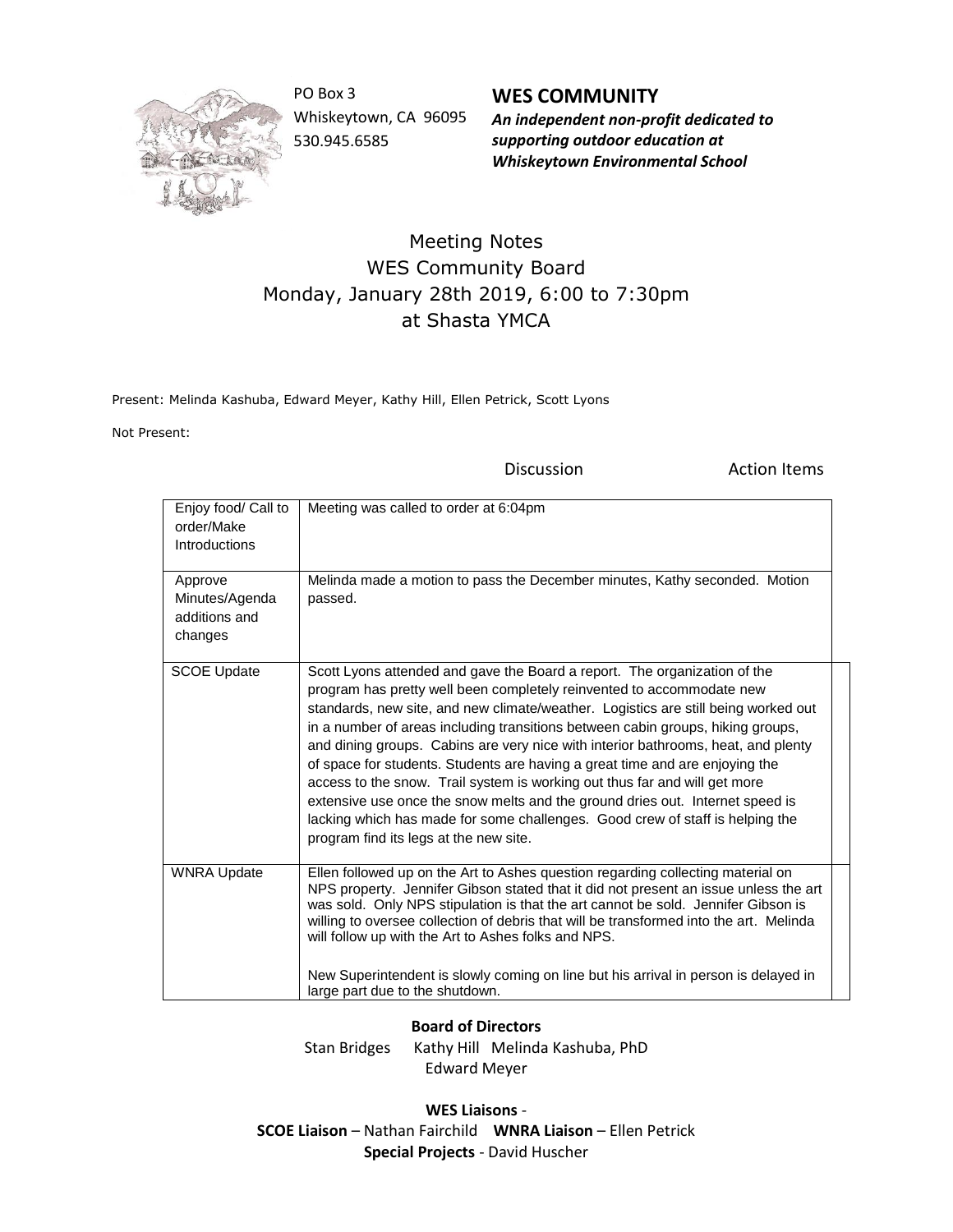PO Box 3
Whiskeytown, CA 96095
530.945.6585

**WES COMMUNITY**
***An independent non-profit dedicated to supporting outdoor education at Whiskeytown Environmental School***

# Meeting Notes
## WES Community Board
## Monday, January 28th 2019, 6:00 to 7:30pm
## at Shasta YMCA

Present: Melinda Kashuba, Edward Meyer, Kathy Hill, Ellen Petrick, Scott Lyons

Not Present:

| | Discussion | Action Items |
|---|---|---|
| Enjoy food/ Call to order/Make Introductions | Meeting was called to order at 6:04pm | |
| Approve Minutes/Agenda additions and changes | Melinda made a motion to pass the December minutes, Kathy seconded. Motion passed. | |
| SCOE Update | Scott Lyons attended and gave the Board a report. The organization of the program has pretty well been completely reinvented to accommodate new standards, new site, and new climate/weather. Logistics are still being worked out in a number of areas including transitions between cabin groups, hiking groups, and dining groups. Cabins are very nice with interior bathrooms, heat, and plenty of space for students. Students are having a great time and are enjoying the access to the snow. Trail system is working out thus far and will get more extensive use once the snow melts and the ground dries out. Internet speed is lacking which has made for some challenges. Good crew of staff is helping the program find its legs at the new site. | |
| WNRA Update | Ellen followed up on the Art to Ashes question regarding collecting material on NPS property. Jennifer Gibson stated that it did not present an issue unless the art was sold. Only NPS stipulation is that the art cannot be sold. Jennifer Gibson is willing to oversee collection of debris that will be transformed into the art. Melinda will follow up with the Art to Ashes folks and NPS.<br><br>New Superintendent is slowly coming on line but his arrival in person is delayed in large part due to the shutdown. | |

**Board of Directors**
Stan Bridges Kathy Hill Melinda Kashuba, PhD
Edward Meyer

**WES Liaisons** -
**SCOE Liaison** – Nathan Fairchild **WNRA Liaison** – Ellen Petrick
**Special Projects** - David Huscher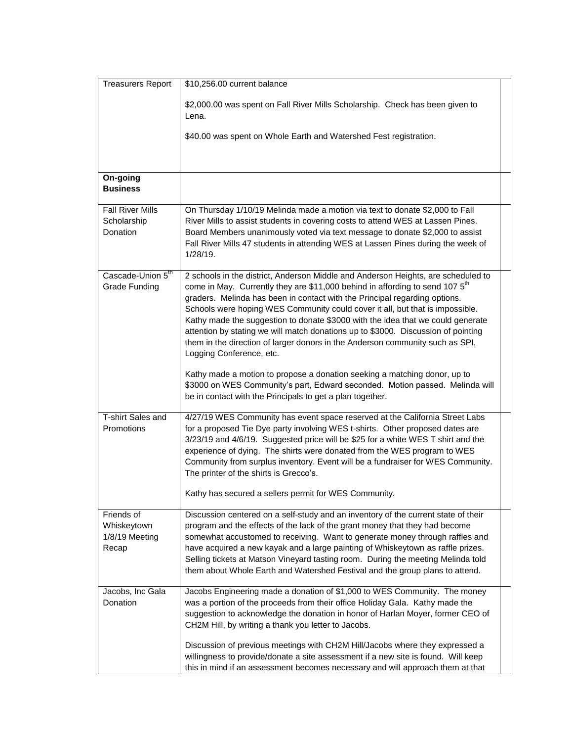| Treasurers Report | $10,256.00 current balance<br><br>$2,000.00 was spent on Fall River Mills Scholarship. Check has been given to Lena.<br><br>$40.00 was spent on Whole Earth and Watershed Fest registration. | |
|---|---|---|
| **On-going Business** | | |
| Fall River Mills Scholarship Donation | On Thursday 1/10/19 Melinda made a motion via text to donate $2,000 to Fall River Mills to assist students in covering costs to attend WES at Lassen Pines. Board Members unanimously voted via text message to donate $2,000 to assist Fall River Mills 47 students in attending WES at Lassen Pines during the week of 1/28/19. | |
| Cascade-Union 5th Grade Funding | 2 schools in the district, Anderson Middle and Anderson Heights, are scheduled to come in May. Currently they are $11,000 behind in affording to send 107 5th graders. Melinda has been in contact with the Principal regarding options. Schools were hoping WES Community could cover it all, but that is impossible. Kathy made the suggestion to donate $3000 with the idea that we could generate attention by stating we will match donations up to $3000. Discussion of pointing them in the direction of larger donors in the Anderson community such as SPI, Logging Conference, etc.<br><br>Kathy made a motion to propose a donation seeking a matching donor, up to $3000 on WES Community's part, Edward seconded. Motion passed. Melinda will be in contact with the Principals to get a plan together. | |
| T-shirt Sales and Promotions | 4/27/19 WES Community has event space reserved at the California Street Labs for a proposed Tie Dye party involving WES t-shirts. Other proposed dates are 3/23/19 and 4/6/19. Suggested price will be $25 for a white WES T shirt and the experience of dying. The shirts were donated from the WES program to WES Community from surplus inventory. Event will be a fundraiser for WES Community. The printer of the shirts is Grecco's.<br><br>Kathy has secured a sellers permit for WES Community. | |
| Friends of Whiskeytown 1/8/19 Meeting Recap | Discussion centered on a self-study and an inventory of the current state of their program and the effects of the lack of the grant money that they had become somewhat accustomed to receiving. Want to generate money through raffles and have acquired a new kayak and a large painting of Whiskeytown as raffle prizes. Selling tickets at Matson Vineyard tasting room. During the meeting Melinda told them about Whole Earth and Watershed Festival and the group plans to attend. | |
| Jacobs, Inc Gala Donation | Jacobs Engineering made a donation of $1,000 to WES Community. The money was a portion of the proceeds from their office Holiday Gala. Kathy made the suggestion to acknowledge the donation in honor of Harlan Moyer, former CEO of CH2M Hill, by writing a thank you letter to Jacobs.<br><br>Discussion of previous meetings with CH2M Hill/Jacobs where they expressed a willingness to provide/donate a site assessment if a new site is found. Will keep this in mind if an assessment becomes necessary and will approach them at that | |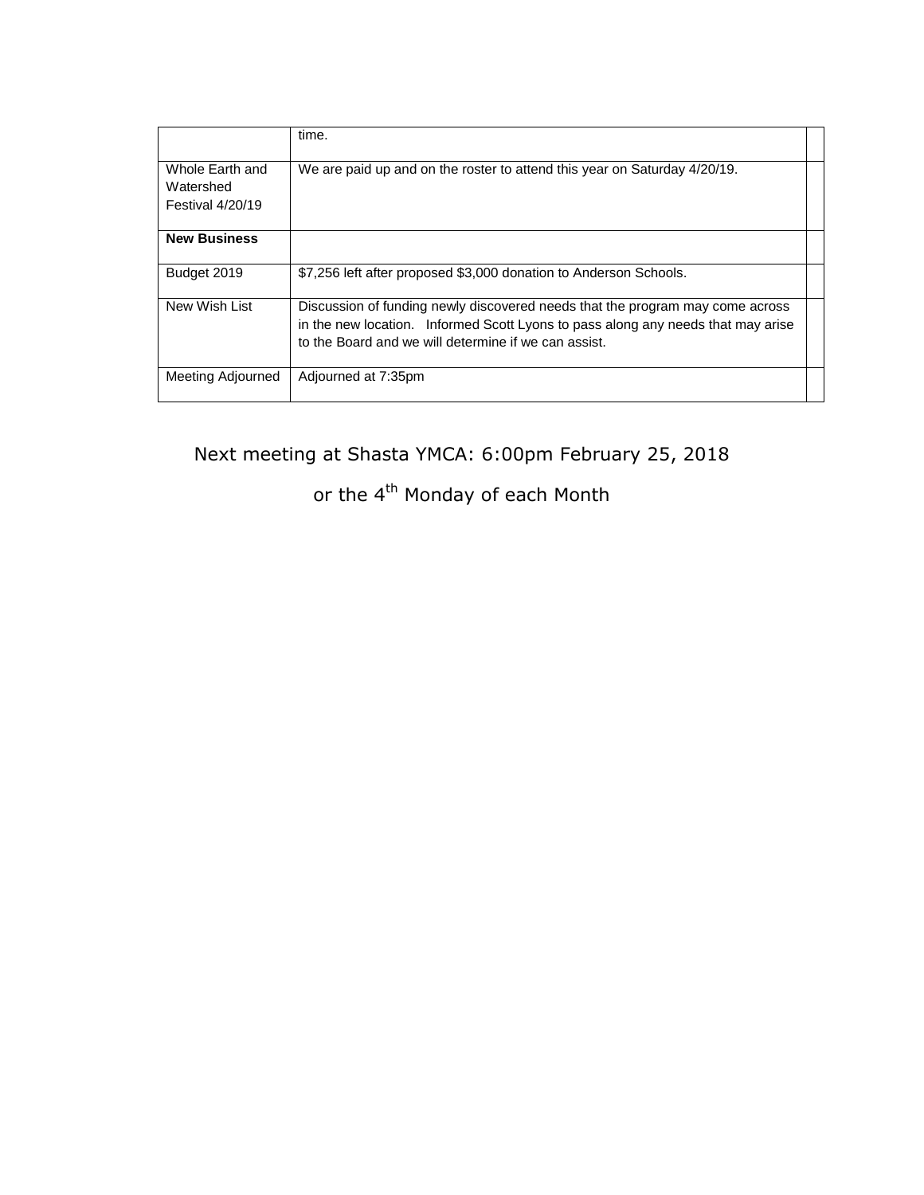| | | |
|---|---|---|
| | time. | |
| Whole Earth and Watershed Festival 4/20/19 | We are paid up and on the roster to attend this year on Saturday 4/20/19. | |
| **New Business** | | |
| Budget 2019 | $7,256 left after proposed $3,000 donation to Anderson Schools. | |
| New Wish List | Discussion of funding newly discovered needs that the program may come across in the new location. Informed Scott Lyons to pass along any needs that may arise to the Board and we will determine if we can assist. | |
| Meeting Adjourned | Adjourned at 7:35pm | |

Next meeting at Shasta YMCA: 6:00pm February 25, 2018

or the 4th Monday of each Month